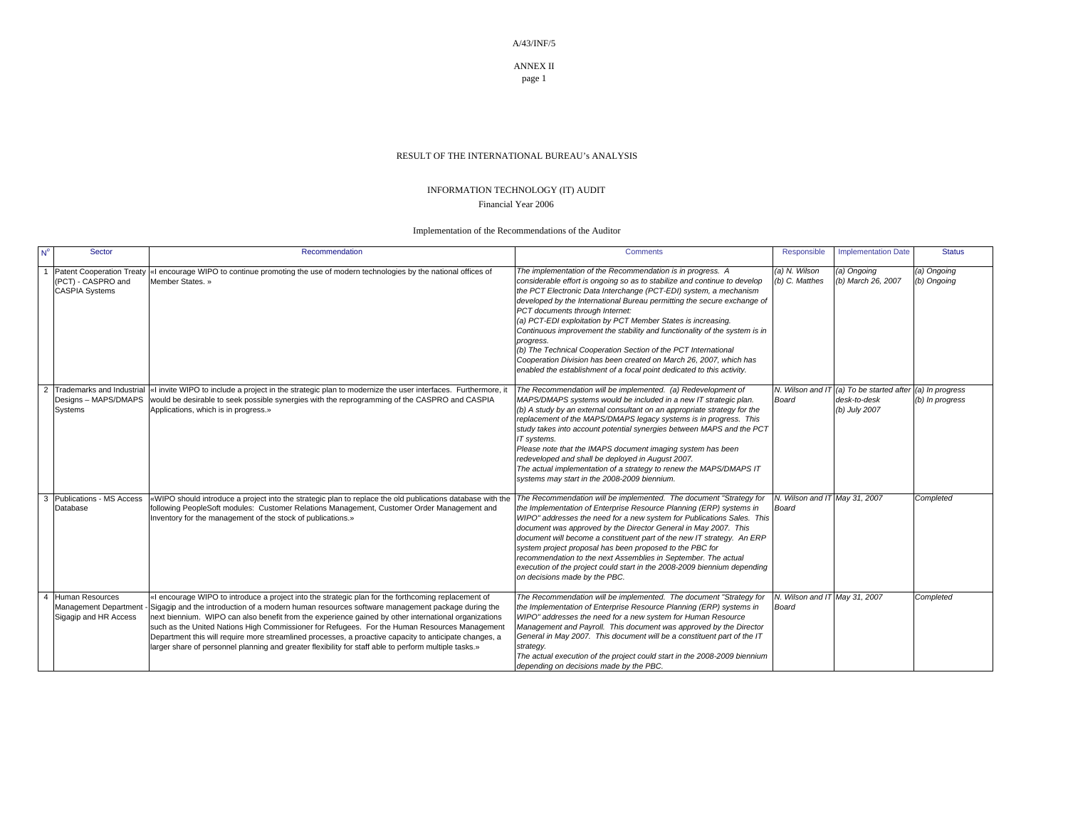RESULT OF THE INTERNATIONAL BUREAU's ANALYSIS

INFORMATION TECHNOLOGY (IT) AUDIT

Financial Year 2006

Implementation of the Recommendations of the Auditor

| N° | Sector | Recommendation | Comments | Responsible | Implementation Date | Status |
|---|---|---|---|---|---|---|
| 1 | Patent Cooperation Treaty (PCT) - CASPRO and CASPIA Systems | «I encourage WIPO to continue promoting the use of modern technologies by the national offices of Member States. » | *The implementation of the Recommendation is in progress. A considerable effort is ongoing so as to stabilize and continue to develop the PCT Electronic Data Interchange (PCT-EDI) system, a mechanism developed by the International Bureau permitting the secure exchange of PCT documents through Internet:*<br>*(a) PCT-EDI exploitation by PCT Member States is increasing. Continuous improvement the stability and functionality of the system is in progress.*<br>*(b) The Technical Cooperation Section of the PCT International Cooperation Division has been created on March 26, 2007, which has enabled the establishment of a focal point dedicated to this activity.* | *(a) N. Wilson*<br>*(b) C. Matthes* | *(a) Ongoing*<br>*(b) March 26, 2007* | *(a) Ongoing*<br>*(b) Ongoing* |
| 2 | Trademarks and Industrial Designs – MAPS/DMAPS Systems | «I invite WIPO to include a project in the strategic plan to modernize the user interfaces. Furthermore, it would be desirable to seek possible synergies with the reprogramming of the CASPRO and CASPIA Applications, which is in progress.» | *The Recommendation will be implemented. (a) Redevelopment of MAPS/DMAPS systems would be included in a new IT strategic plan.*<br>*(b) A study by an external consultant on an appropriate strategy for the replacement of the MAPS/DMAPS legacy systems is in progress. This study takes into account potential synergies between MAPS and the PCT IT systems.*<br>*Please note that the IMAPS document imaging system has been redeveloped and shall be deployed in August 2007.*<br>*The actual implementation of a strategy to renew the MAPS/DMAPS IT systems may start in the 2008-2009 biennium.* | *N. Wilson and IT Board* | *(a) To be started after desk-to-desk*<br>*(b) July 2007* | *(a) In progress*<br>*(b) In progress* |
| 3 | Publications - MS Access Database | «WIPO should introduce a project into the strategic plan to replace the old publications database with the following PeopleSoft modules: Customer Relations Management, Customer Order Management and Inventory for the management of the stock of publications.» | *The Recommendation will be implemented. The document "Strategy for the Implementation of Enterprise Resource Planning (ERP) systems in WIPO" addresses the need for a new system for Publications Sales. This document was approved by the Director General in May 2007. This document will become a constituent part of the new IT strategy. An ERP system project proposal has been proposed to the PBC for recommendation to the next Assemblies in September. The actual execution of the project could start in the 2008-2009 biennium depending on decisions made by the PBC.* | *N. Wilson and IT Board* | *May 31, 2007* | *Completed* |
| 4 | Human Resources Management Department - Sigagip and HR Access | «I encourage WIPO to introduce a project into the strategic plan for the forthcoming replacement of Sigagip and the introduction of a modern human resources software management package during the next biennium. WIPO can also benefit from the experience gained by other international organizations such as the United Nations High Commissioner for Refugees. For the Human Resources Management Department this will require more streamlined processes, a proactive capacity to anticipate changes, a larger share of personnel planning and greater flexibility for staff able to perform multiple tasks.» | *The Recommendation will be implemented. The document "Strategy for the Implementation of Enterprise Resource Planning (ERP) systems in WIPO" addresses the need for a new system for Human Resource Management and Payroll. This document was approved by the Director General in May 2007. This document will be a constituent part of the IT strategy.*<br>*The actual execution of the project could start in the 2008-2009 biennium depending on decisions made by the PBC.* | *N. Wilson and IT Board* | *May 31, 2007* | *Completed* |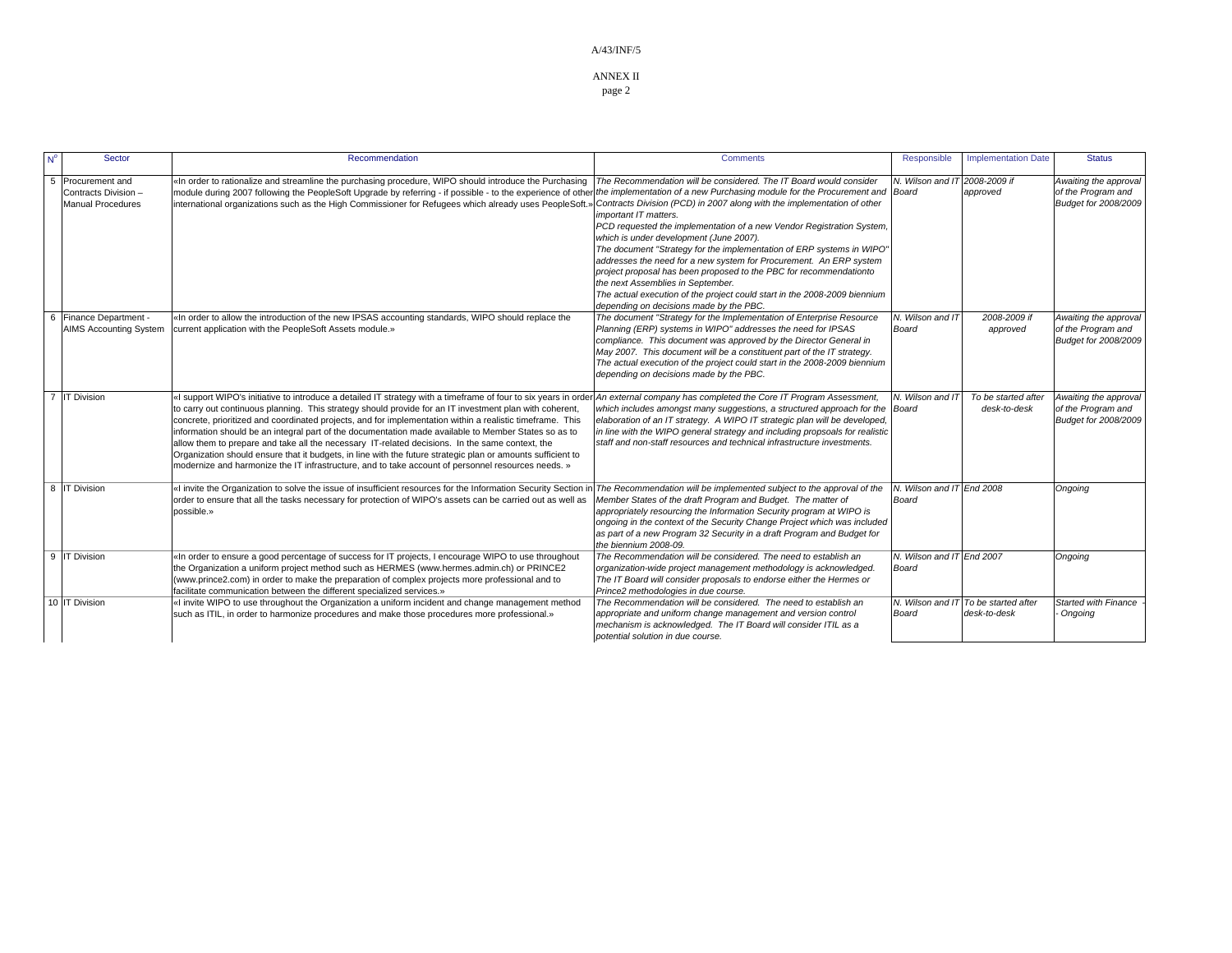ANNEX II

| N° | Sector | Recommendation | Comments | Responsible | Implementation Date | Status |
|---|---|---|---|---|---|---|
| 5 | Procurement and Contracts Division – Manual Procedures | «In order to rationalize and streamline the purchasing procedure, WIPO should introduce the Purchasing module during 2007 following the PeopleSoft Upgrade by referring - if possible - to the experience of other international organizations such as the High Commissioner for Refugees which already uses PeopleSoft.» | *The Recommendation will be considered. The IT Board would consider the implementation of a new Purchasing module for the Procurement and Contracts Division (PCD) in 2007 along with the implementation of other important IT matters.* *PCD requested the implementation of a new Vendor Registration System, which is under development (June 2007).* *The document "Strategy for the implementation of ERP systems in WIPO" addresses the need for a new system for Procurement. An ERP system project proposal has been proposed to the PBC for recommendationto the next Assemblies in September.* *The actual execution of the project could start in the 2008-2009 biennium depending on decisions made by the PBC.* | *N. Wilson and IT Board* | *2008-2009 if approved* | *Awaiting the approval of the Program and Budget for 2008/2009* |
| 6 | Finance Department - AIMS Accounting System | «In order to allow the introduction of the new IPSAS accounting standards, WIPO should replace the current application with the PeopleSoft Assets module.» | *The document "Strategy for the Implementation of Enterprise Resource Planning (ERP) systems in WIPO" addresses the need for IPSAS compliance. This document was approved by the Director General in May 2007. This document will be a constituent part of the IT strategy.* *The actual execution of the project could start in the 2008-2009 biennium depending on decisions made by the PBC.* | *N. Wilson and IT Board* | *2008-2009 if approved* | *Awaiting the approval of the Program and Budget for 2008/2009* |
| 7 | IT Division | «I support WIPO's initiative to introduce a detailed IT strategy with a timeframe of four to six years in order to carry out continuous planning. This strategy should provide for an IT investment plan with coherent, concrete, prioritized and coordinated projects, and for implementation within a realistic timeframe. This information should be an integral part of the documentation made available to Member States so as to allow them to prepare and take all the necessary IT-related decisions. In the same context, the Organization should ensure that it budgets, in line with the future strategic plan or amounts sufficient to modernize and harmonize the IT infrastructure, and to take account of personnel resources needs. » | *An external company has completed the Core IT Program Assessment, which includes amongst many suggestions, a structured approach for the elaboration of an IT strategy. A WIPO IT strategic plan will be developed, in line with the WIPO general strategy and including propsoals for realistic staff and non-staff resources and technical infrastructure investments.* | *N. Wilson and IT Board* | *To be started after desk-to-desk* | *Awaiting the approval of the Program and Budget for 2008/2009* |
| 8 | IT Division | «I invite the Organization to solve the issue of insufficient resources for the Information Security Section in order to ensure that all the tasks necessary for protection of WIPO's assets can be carried out as well as possible.» | *The Recommendation will be implemented subject to the approval of the Member States of the draft Program and Budget. The matter of appropriately resourcing the Information Security program at WIPO is ongoing in the context of the Security Change Project which was included as part of a new Program 32 Security in a draft Program and Budget for the biennium 2008-09.* | *N. Wilson and IT Board* | *End 2008* | *Ongoing* |
| 9 | IT Division | «In order to ensure a good percentage of success for IT projects, I encourage WIPO to use throughout the Organization a uniform project method such as HERMES (www.hermes.admin.ch) or PRINCE2 (www.prince2.com) in order to make the preparation of complex projects more professional and to facilitate communication between the different specialized services.» | *The Recommendation will be considered. The need to establish an organization-wide project management methodology is acknowledged. The IT Board will consider proposals to endorse either the Hermes or Prince2 methodologies in due course.* | *N. Wilson and IT Board* | *End 2007* | *Ongoing* |
| 10 | IT Division | «I invite WIPO to use throughout the Organization a uniform incident and change management method such as ITIL, in order to harmonize procedures and make those procedures more professional.» | *The Recommendation will be considered. The need to establish an appropriate and uniform change management and version control mechanism is acknowledged. The IT Board will consider ITIL as a potential solution in due course.* | *N. Wilson and IT Board* | *To be started after desk-to-desk* | *Started with Finance - Ongoing* |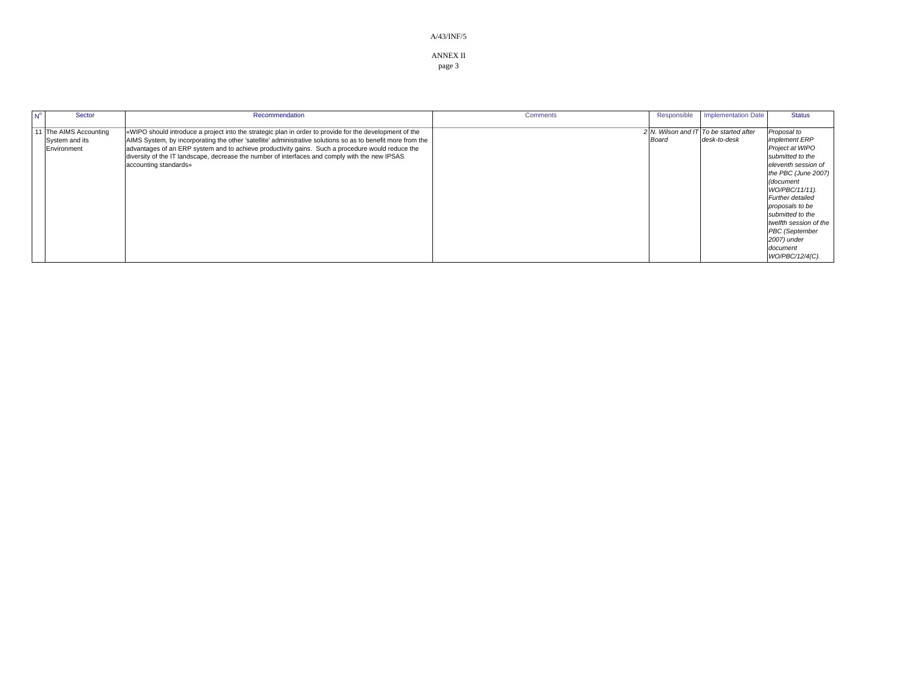| N° | Sector | Recommendation | Comments | Responsible | Implementation Date | Status |
|---|---|---|---|---|---|---|
| 11 | The AIMS Accounting System and its Environment | «WIPO should introduce a project into the strategic plan in order to provide for the development of the AIMS System, by incorporating the other 'satellite' administrative solutions so as to benefit more from the advantages of an ERP system and to achieve productivity gains. Such a procedure would reduce the diversity of the IT landscape, decrease the number of interfaces and comply with the new IPSAS accounting standards» | 2 | *N. Wilson and IT Board* | *To be started after desk-to-desk* | *Proposal to implement ERP Project at WIPO submitted to the eleventh session of the PBC (June 2007) (document WO/PBC/11/11). Further detailed proposals to be submitted to the twelfth session of the PBC (September 2007) under document WO/PBC/12/4(C).* |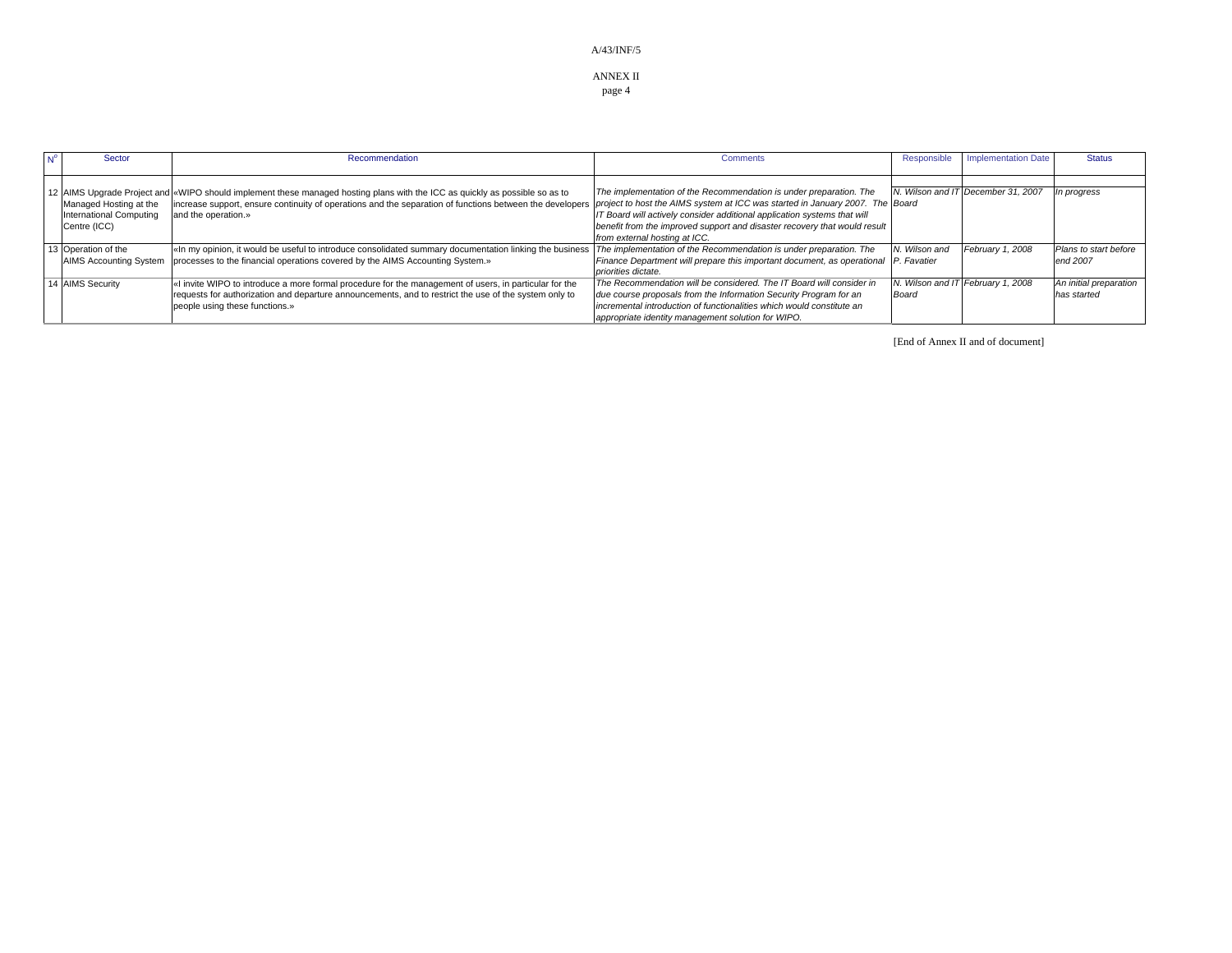| N° | Sector | Recommendation | Comments | Responsible | Implementation Date | Status |
|---|---|---|---|---|---|---|
| 12 | AIMS Upgrade Project and Managed Hosting at the International Computing Centre (ICC) | «WIPO should implement these managed hosting plans with the ICC as quickly as possible so as to increase support, ensure continuity of operations and the separation of functions between the developers and the operation.» | *The implementation of the Recommendation is under preparation. The project to host the AIMS system at ICC was started in January 2007. The IT Board will actively consider additional application systems that will benefit from the improved support and disaster recovery that would result from external hosting at ICC.* | *N. Wilson and IT Board* | *December 31, 2007* | *In progress* |
| 13 | Operation of the AIMS Accounting System | «In my opinion, it would be useful to introduce consolidated summary documentation linking the business processes to the financial operations covered by the AIMS Accounting System.» | *The implementation of the Recommendation is under preparation. The Finance Department will prepare this important document, as operational priorities dictate.* | *N. Wilson and P. Favatier* | *February 1, 2008* | *Plans to start before end 2007* |
| 14 | AIMS Security | «I invite WIPO to introduce a more formal procedure for the management of users, in particular for the requests for authorization and departure announcements, and to restrict the use of the system only to people using these functions.» | *The Recommendation will be considered. The IT Board will consider in due course proposals from the Information Security Program for an incremental introduction of functionalities which would constitute an appropriate identity management solution for WIPO.* | *N. Wilson and IT Board* | *February 1, 2008* | *An initial preparation has started* |

[End of Annex II and of document]